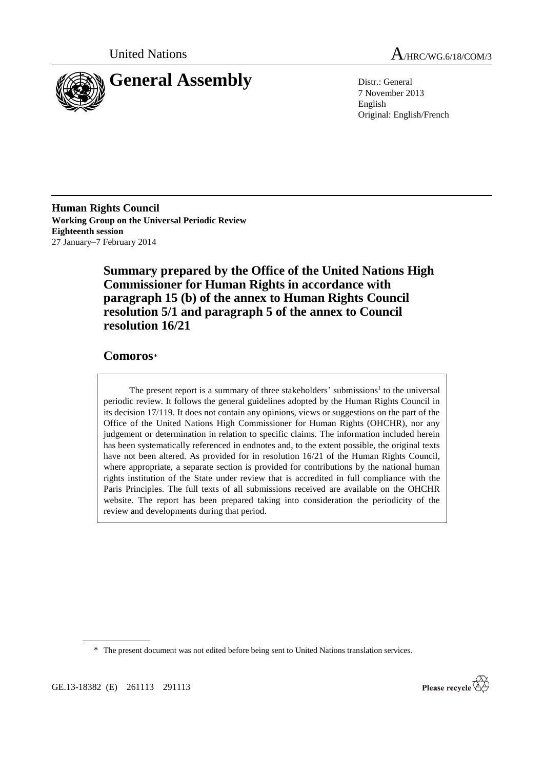United Nations

# A/HRC/WG.6/18/COM/3

# General Assembly

Distr.: General
7 November 2013
English
Original: English/French

**Human Rights Council**
**Working Group on the Universal Periodic Review**
**Eighteenth session**
27 January–7 February 2014

## Summary prepared by the Office of the United Nations High Commissioner for Human Rights in accordance with paragraph 15 (b) of the annex to Human Rights Council resolution 5/1 and paragraph 5 of the annex to Council resolution 16/21

## Comoros*

The present report is a summary of three stakeholders' submissions[1] to the universal periodic review. It follows the general guidelines adopted by the Human Rights Council in its decision 17/119. It does not contain any opinions, views or suggestions on the part of the Office of the United Nations High Commissioner for Human Rights (OHCHR), nor any judgement or determination in relation to specific claims. The information included herein has been systematically referenced in endnotes and, to the extent possible, the original texts have not been altered. As provided for in resolution 16/21 of the Human Rights Council, where appropriate, a separate section is provided for contributions by the national human rights institution of the State under review that is accredited in full compliance with the Paris Principles. The full texts of all submissions received are available on the OHCHR website. The report has been prepared taking into consideration the periodicity of the review and developments during that period.

\* The present document was not edited before being sent to United Nations translation services.

GE.13-18382 (E) 261113 291113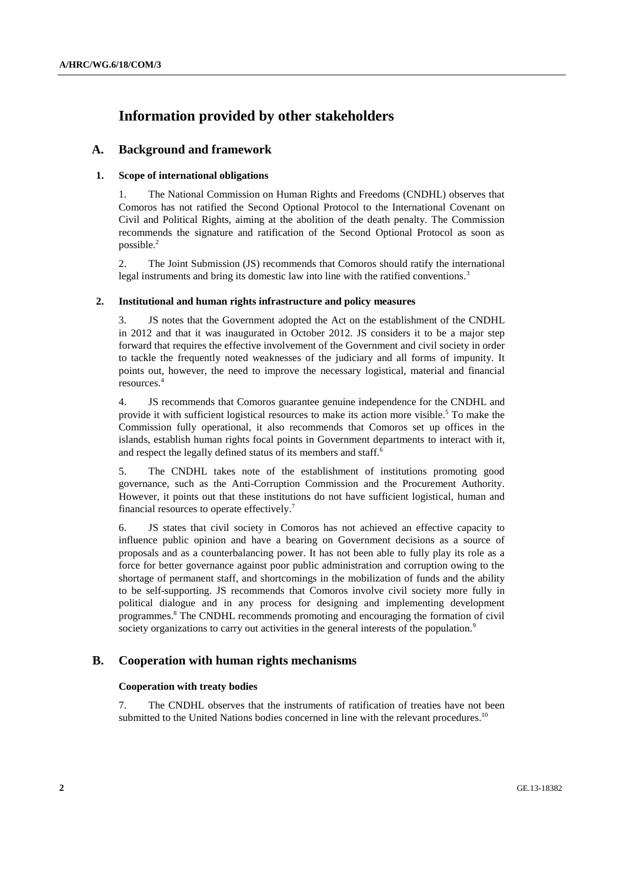# Information provided by other stakeholders

## A. Background and framework

### 1. Scope of international obligations

1. The National Commission on Human Rights and Freedoms (CNDHL) observes that Comoros has not ratified the Second Optional Protocol to the International Covenant on Civil and Political Rights, aiming at the abolition of the death penalty. The Commission recommends the signature and ratification of the Second Optional Protocol as soon as possible.[2]

2. The Joint Submission (JS) recommends that Comoros should ratify the international legal instruments and bring its domestic law into line with the ratified conventions.[3]

### 2. Institutional and human rights infrastructure and policy measures

3. JS notes that the Government adopted the Act on the establishment of the CNDHL in 2012 and that it was inaugurated in October 2012. JS considers it to be a major step forward that requires the effective involvement of the Government and civil society in order to tackle the frequently noted weaknesses of the judiciary and all forms of impunity. It points out, however, the need to improve the necessary logistical, material and financial resources.[4]

4. JS recommends that Comoros guarantee genuine independence for the CNDHL and provide it with sufficient logistical resources to make its action more visible.[5] To make the Commission fully operational, it also recommends that Comoros set up offices in the islands, establish human rights focal points in Government departments to interact with it, and respect the legally defined status of its members and staff.[6]

5. The CNDHL takes note of the establishment of institutions promoting good governance, such as the Anti-Corruption Commission and the Procurement Authority. However, it points out that these institutions do not have sufficient logistical, human and financial resources to operate effectively.[7]

6. JS states that civil society in Comoros has not achieved an effective capacity to influence public opinion and have a bearing on Government decisions as a source of proposals and as a counterbalancing power. It has not been able to fully play its role as a force for better governance against poor public administration and corruption owing to the shortage of permanent staff, and shortcomings in the mobilization of funds and the ability to be self-supporting. JS recommends that Comoros involve civil society more fully in political dialogue and in any process for designing and implementing development programmes.[8] The CNDHL recommends promoting and encouraging the formation of civil society organizations to carry out activities in the general interests of the population.[9]

## B. Cooperation with human rights mechanisms

### Cooperation with treaty bodies

7. The CNDHL observes that the instruments of ratification of treaties have not been submitted to the United Nations bodies concerned in line with the relevant procedures.[10]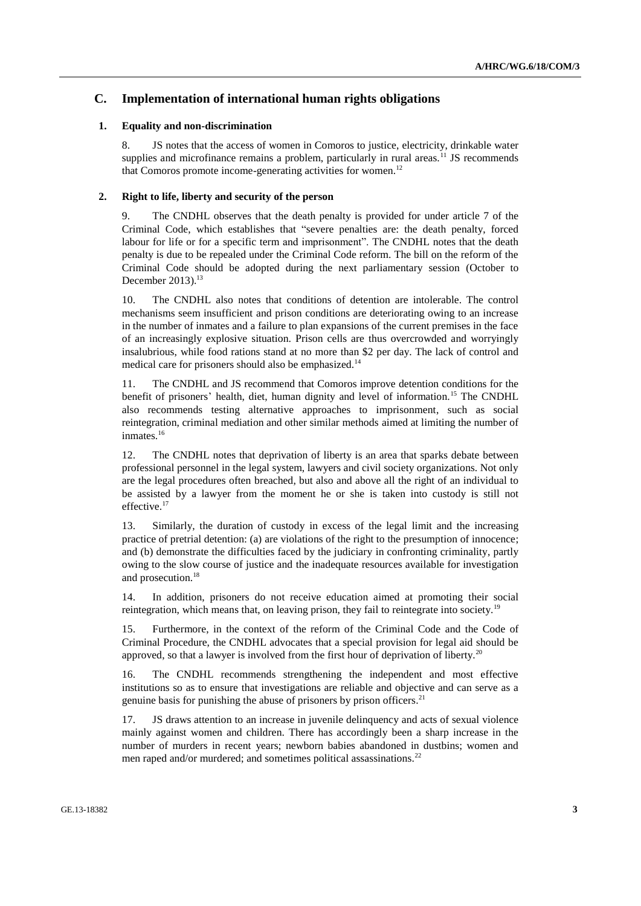## C. Implementation of international human rights obligations

### 1. Equality and non-discrimination

8. JS notes that the access of women in Comoros to justice, electricity, drinkable water supplies and microfinance remains a problem, particularly in rural areas.[11] JS recommends that Comoros promote income-generating activities for women.[12]

### 2. Right to life, liberty and security of the person

9. The CNDHL observes that the death penalty is provided for under article 7 of the Criminal Code, which establishes that "severe penalties are: the death penalty, forced labour for life or for a specific term and imprisonment". The CNDHL notes that the death penalty is due to be repealed under the Criminal Code reform. The bill on the reform of the Criminal Code should be adopted during the next parliamentary session (October to December 2013).[13]

10. The CNDHL also notes that conditions of detention are intolerable. The control mechanisms seem insufficient and prison conditions are deteriorating owing to an increase in the number of inmates and a failure to plan expansions of the current premises in the face of an increasingly explosive situation. Prison cells are thus overcrowded and worryingly insalubrious, while food rations stand at no more than $2 per day. The lack of control and medical care for prisoners should also be emphasized.[14]

11. The CNDHL and JS recommend that Comoros improve detention conditions for the benefit of prisoners' health, diet, human dignity and level of information.[15] The CNDHL also recommends testing alternative approaches to imprisonment, such as social reintegration, criminal mediation and other similar methods aimed at limiting the number of inmates.[16]

12. The CNDHL notes that deprivation of liberty is an area that sparks debate between professional personnel in the legal system, lawyers and civil society organizations. Not only are the legal procedures often breached, but also and above all the right of an individual to be assisted by a lawyer from the moment he or she is taken into custody is still not effective.[17]

13. Similarly, the duration of custody in excess of the legal limit and the increasing practice of pretrial detention: (a) are violations of the right to the presumption of innocence; and (b) demonstrate the difficulties faced by the judiciary in confronting criminality, partly owing to the slow course of justice and the inadequate resources available for investigation and prosecution.[18]

14. In addition, prisoners do not receive education aimed at promoting their social reintegration, which means that, on leaving prison, they fail to reintegrate into society.[19]

15. Furthermore, in the context of the reform of the Criminal Code and the Code of Criminal Procedure, the CNDHL advocates that a special provision for legal aid should be approved, so that a lawyer is involved from the first hour of deprivation of liberty.[20]

16. The CNDHL recommends strengthening the independent and most effective institutions so as to ensure that investigations are reliable and objective and can serve as a genuine basis for punishing the abuse of prisoners by prison officers.[21]

17. JS draws attention to an increase in juvenile delinquency and acts of sexual violence mainly against women and children. There has accordingly been a sharp increase in the number of murders in recent years; newborn babies abandoned in dustbins; women and men raped and/or murdered; and sometimes political assassinations.[22]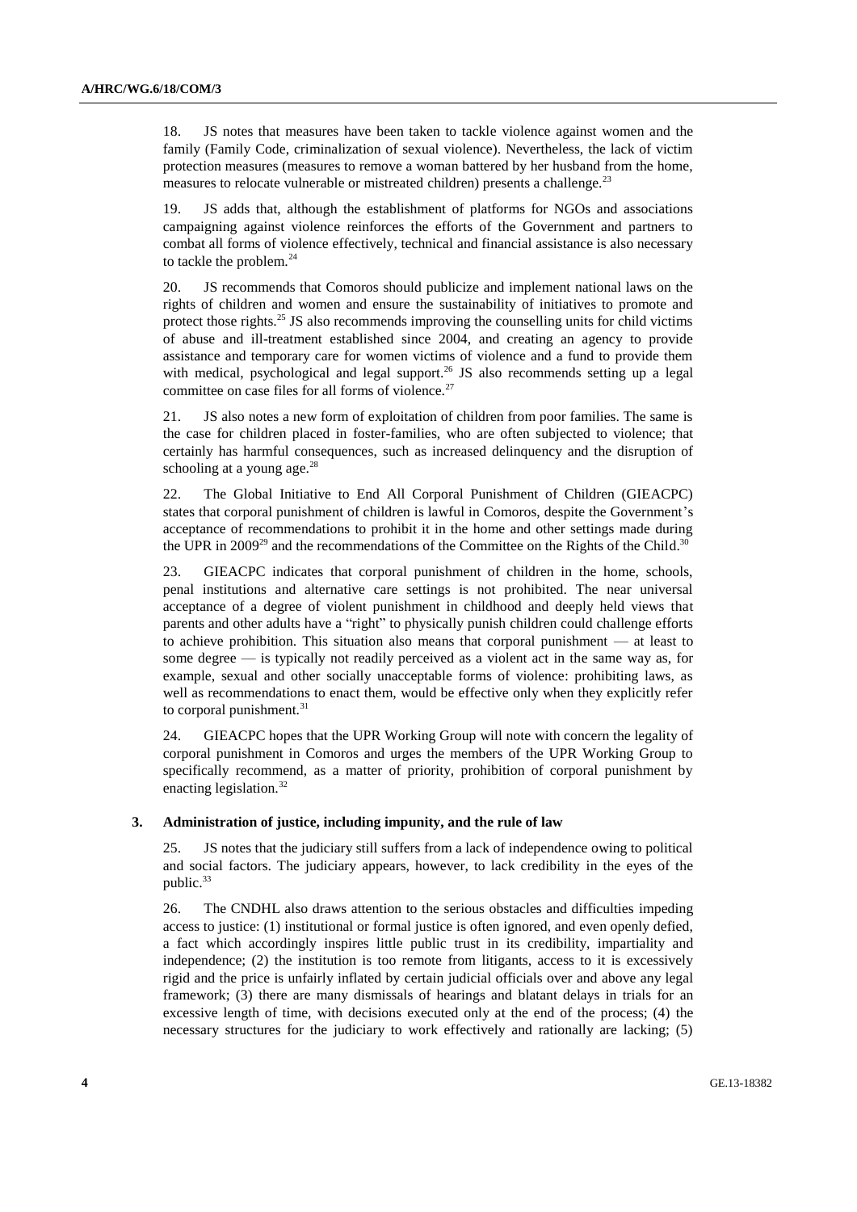18. JS notes that measures have been taken to tackle violence against women and the family (Family Code, criminalization of sexual violence). Nevertheless, the lack of victim protection measures (measures to remove a woman battered by her husband from the home, measures to relocate vulnerable or mistreated children) presents a challenge.[23]

19. JS adds that, although the establishment of platforms for NGOs and associations campaigning against violence reinforces the efforts of the Government and partners to combat all forms of violence effectively, technical and financial assistance is also necessary to tackle the problem.[24]

20. JS recommends that Comoros should publicize and implement national laws on the rights of children and women and ensure the sustainability of initiatives to promote and protect those rights.[25] JS also recommends improving the counselling units for child victims of abuse and ill-treatment established since 2004, and creating an agency to provide assistance and temporary care for women victims of violence and a fund to provide them with medical, psychological and legal support.[26] JS also recommends setting up a legal committee on case files for all forms of violence.[27]

21. JS also notes a new form of exploitation of children from poor families. The same is the case for children placed in foster-families, who are often subjected to violence; that certainly has harmful consequences, such as increased delinquency and the disruption of schooling at a young age.[28]

22. The Global Initiative to End All Corporal Punishment of Children (GIEACPC) states that corporal punishment of children is lawful in Comoros, despite the Government's acceptance of recommendations to prohibit it in the home and other settings made during the UPR in 2009[29] and the recommendations of the Committee on the Rights of the Child.[30]

23. GIEACPC indicates that corporal punishment of children in the home, schools, penal institutions and alternative care settings is not prohibited. The near universal acceptance of a degree of violent punishment in childhood and deeply held views that parents and other adults have a "right" to physically punish children could challenge efforts to achieve prohibition. This situation also means that corporal punishment — at least to some degree — is typically not readily perceived as a violent act in the same way as, for example, sexual and other socially unacceptable forms of violence: prohibiting laws, as well as recommendations to enact them, would be effective only when they explicitly refer to corporal punishment.[31]

24. GIEACPC hopes that the UPR Working Group will note with concern the legality of corporal punishment in Comoros and urges the members of the UPR Working Group to specifically recommend, as a matter of priority, prohibition of corporal punishment by enacting legislation.[32]

### 3. Administration of justice, including impunity, and the rule of law

25. JS notes that the judiciary still suffers from a lack of independence owing to political and social factors. The judiciary appears, however, to lack credibility in the eyes of the public.[33]

26. The CNDHL also draws attention to the serious obstacles and difficulties impeding access to justice: (1) institutional or formal justice is often ignored, and even openly defied, a fact which accordingly inspires little public trust in its credibility, impartiality and independence; (2) the institution is too remote from litigants, access to it is excessively rigid and the price is unfairly inflated by certain judicial officials over and above any legal framework; (3) there are many dismissals of hearings and blatant delays in trials for an excessive length of time, with decisions executed only at the end of the process; (4) the necessary structures for the judiciary to work effectively and rationally are lacking; (5)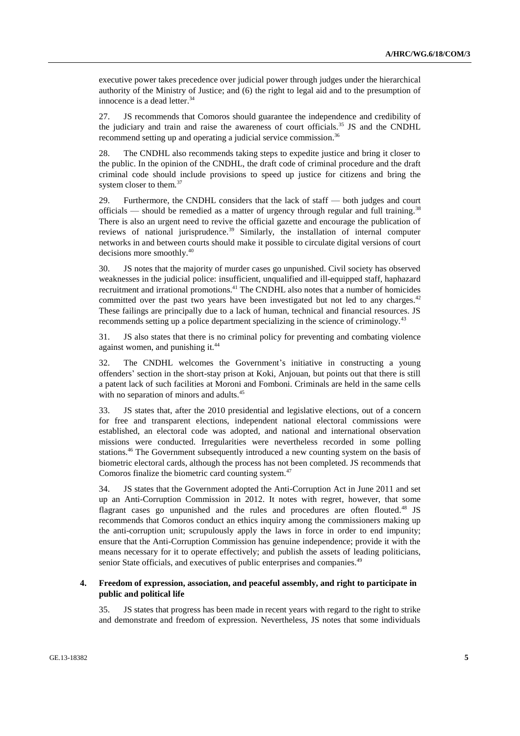executive power takes precedence over judicial power through judges under the hierarchical authority of the Ministry of Justice; and (6) the right to legal aid and to the presumption of innocence is a dead letter.[34]

27. JS recommends that Comoros should guarantee the independence and credibility of the judiciary and train and raise the awareness of court officials.[35] JS and the CNDHL recommend setting up and operating a judicial service commission.[36]

28. The CNDHL also recommends taking steps to expedite justice and bring it closer to the public. In the opinion of the CNDHL, the draft code of criminal procedure and the draft criminal code should include provisions to speed up justice for citizens and bring the system closer to them.[37]

29. Furthermore, the CNDHL considers that the lack of staff — both judges and court officials — should be remedied as a matter of urgency through regular and full training.[38] There is also an urgent need to revive the official gazette and encourage the publication of reviews of national jurisprudence.[39] Similarly, the installation of internal computer networks in and between courts should make it possible to circulate digital versions of court decisions more smoothly.[40]

30. JS notes that the majority of murder cases go unpunished. Civil society has observed weaknesses in the judicial police: insufficient, unqualified and ill-equipped staff, haphazard recruitment and irrational promotions.[41] The CNDHL also notes that a number of homicides committed over the past two years have been investigated but not led to any charges.[42] These failings are principally due to a lack of human, technical and financial resources. JS recommends setting up a police department specializing in the science of criminology.[43]

31. JS also states that there is no criminal policy for preventing and combating violence against women, and punishing it.[44]

32. The CNDHL welcomes the Government's initiative in constructing a young offenders' section in the short-stay prison at Koki, Anjouan, but points out that there is still a patent lack of such facilities at Moroni and Fomboni. Criminals are held in the same cells with no separation of minors and adults.[45]

33. JS states that, after the 2010 presidential and legislative elections, out of a concern for free and transparent elections, independent national electoral commissions were established, an electoral code was adopted, and national and international observation missions were conducted. Irregularities were nevertheless recorded in some polling stations.[46] The Government subsequently introduced a new counting system on the basis of biometric electoral cards, although the process has not been completed. JS recommends that Comoros finalize the biometric card counting system.[47]

34. JS states that the Government adopted the Anti-Corruption Act in June 2011 and set up an Anti-Corruption Commission in 2012. It notes with regret, however, that some flagrant cases go unpunished and the rules and procedures are often flouted.[48] JS recommends that Comoros conduct an ethics inquiry among the commissioners making up the anti-corruption unit; scrupulously apply the laws in force in order to end impunity; ensure that the Anti-Corruption Commission has genuine independence; provide it with the means necessary for it to operate effectively; and publish the assets of leading politicians, senior State officials, and executives of public enterprises and companies.[49]

### 4. Freedom of expression, association, and peaceful assembly, and right to participate in public and political life

35. JS states that progress has been made in recent years with regard to the right to strike and demonstrate and freedom of expression. Nevertheless, JS notes that some individuals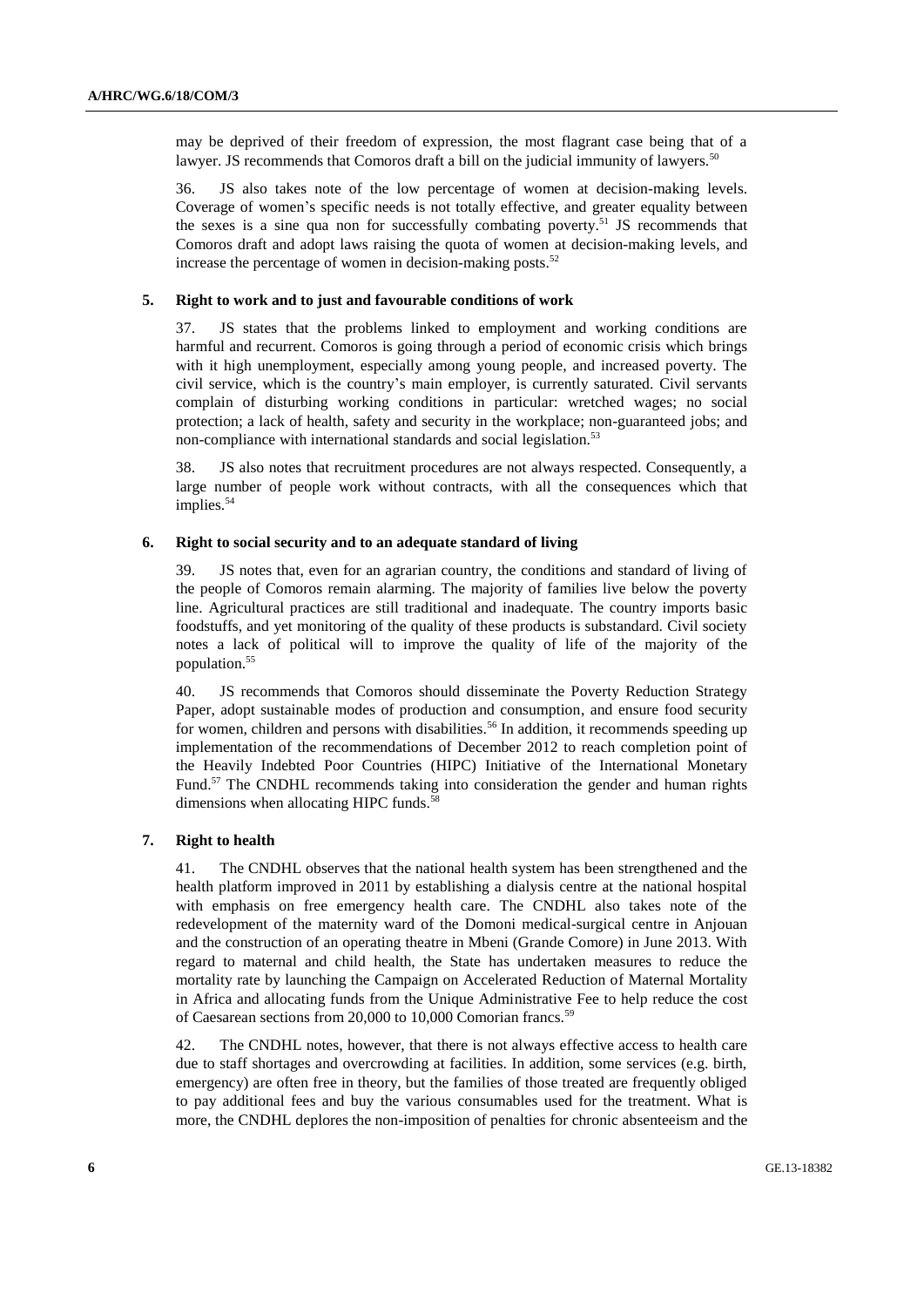may be deprived of their freedom of expression, the most flagrant case being that of a lawyer. JS recommends that Comoros draft a bill on the judicial immunity of lawyers.[50]

36. JS also takes note of the low percentage of women at decision-making levels. Coverage of women's specific needs is not totally effective, and greater equality between the sexes is a sine qua non for successfully combating poverty.[51] JS recommends that Comoros draft and adopt laws raising the quota of women at decision-making levels, and increase the percentage of women in decision-making posts.[52]

### 5. Right to work and to just and favourable conditions of work

37. JS states that the problems linked to employment and working conditions are harmful and recurrent. Comoros is going through a period of economic crisis which brings with it high unemployment, especially among young people, and increased poverty. The civil service, which is the country's main employer, is currently saturated. Civil servants complain of disturbing working conditions in particular: wretched wages; no social protection; a lack of health, safety and security in the workplace; non-guaranteed jobs; and non-compliance with international standards and social legislation.[53]

38. JS also notes that recruitment procedures are not always respected. Consequently, a large number of people work without contracts, with all the consequences which that implies.[54]

### 6. Right to social security and to an adequate standard of living

39. JS notes that, even for an agrarian country, the conditions and standard of living of the people of Comoros remain alarming. The majority of families live below the poverty line. Agricultural practices are still traditional and inadequate. The country imports basic foodstuffs, and yet monitoring of the quality of these products is substandard. Civil society notes a lack of political will to improve the quality of life of the majority of the population.[55]

40. JS recommends that Comoros should disseminate the Poverty Reduction Strategy Paper, adopt sustainable modes of production and consumption, and ensure food security for women, children and persons with disabilities.[56] In addition, it recommends speeding up implementation of the recommendations of December 2012 to reach completion point of the Heavily Indebted Poor Countries (HIPC) Initiative of the International Monetary Fund.[57] The CNDHL recommends taking into consideration the gender and human rights dimensions when allocating HIPC funds.[58]

### 7. Right to health

41. The CNDHL observes that the national health system has been strengthened and the health platform improved in 2011 by establishing a dialysis centre at the national hospital with emphasis on free emergency health care. The CNDHL also takes note of the redevelopment of the maternity ward of the Domoni medical-surgical centre in Anjouan and the construction of an operating theatre in Mbeni (Grande Comore) in June 2013. With regard to maternal and child health, the State has undertaken measures to reduce the mortality rate by launching the Campaign on Accelerated Reduction of Maternal Mortality in Africa and allocating funds from the Unique Administrative Fee to help reduce the cost of Caesarean sections from 20,000 to 10,000 Comorian francs.[59]

42. The CNDHL notes, however, that there is not always effective access to health care due to staff shortages and overcrowding at facilities. In addition, some services (e.g. birth, emergency) are often free in theory, but the families of those treated are frequently obliged to pay additional fees and buy the various consumables used for the treatment. What is more, the CNDHL deplores the non-imposition of penalties for chronic absenteeism and the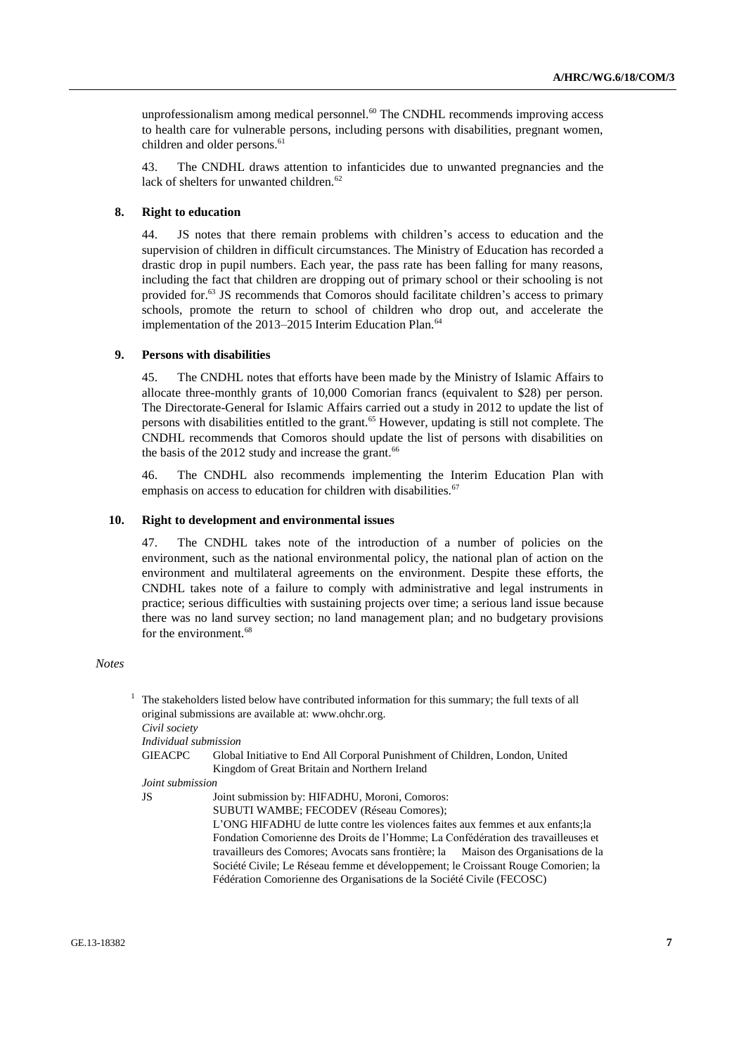unprofessionalism among medical personnel.[60] The CNDHL recommends improving access to health care for vulnerable persons, including persons with disabilities, pregnant women, children and older persons.[61]

43. The CNDHL draws attention to infanticides due to unwanted pregnancies and the lack of shelters for unwanted children.[62]

### 8. Right to education

44. JS notes that there remain problems with children's access to education and the supervision of children in difficult circumstances. The Ministry of Education has recorded a drastic drop in pupil numbers. Each year, the pass rate has been falling for many reasons, including the fact that children are dropping out of primary school or their schooling is not provided for.[63] JS recommends that Comoros should facilitate children's access to primary schools, promote the return to school of children who drop out, and accelerate the implementation of the 2013–2015 Interim Education Plan.[64]

### 9. Persons with disabilities

45. The CNDHL notes that efforts have been made by the Ministry of Islamic Affairs to allocate three-monthly grants of 10,000 Comorian francs (equivalent to $28) per person. The Directorate-General for Islamic Affairs carried out a study in 2012 to update the list of persons with disabilities entitled to the grant.[65] However, updating is still not complete. The CNDHL recommends that Comoros should update the list of persons with disabilities on the basis of the 2012 study and increase the grant.[66]

46. The CNDHL also recommends implementing the Interim Education Plan with emphasis on access to education for children with disabilities.[67]

### 10. Right to development and environmental issues

47. The CNDHL takes note of the introduction of a number of policies on the environment, such as the national environmental policy, the national plan of action on the environment and multilateral agreements on the environment. Despite these efforts, the CNDHL takes note of a failure to comply with administrative and legal instruments in practice; serious difficulties with sustaining projects over time; a serious land issue because there was no land survey section; no land management plan; and no budgetary provisions for the environment.[68]

*Notes*

[1] The stakeholders listed below have contributed information for this summary; the full texts of all original submissions are available at: www.ohchr.org.

*Civil society*

*Individual submission*

GIEACPC Global Initiative to End All Corporal Punishment of Children, London, United Kingdom of Great Britain and Northern Ireland

*Joint submission*

JS Joint submission by: HIFADHU, Moroni, Comoros: SUBUTI WAMBE; FECODEV (Réseau Comores); L'ONG HIFADHU de lutte contre les violences faites aux femmes et aux enfants;la Fondation Comorienne des Droits de l'Homme; La Confédération des travailleuses et travailleurs des Comores; Avocats sans frontière; la Maison des Organisations de la Société Civile; Le Réseau femme et développement; le Croissant Rouge Comorien; la Fédération Comorienne des Organisations de la Société Civile (FECOSC)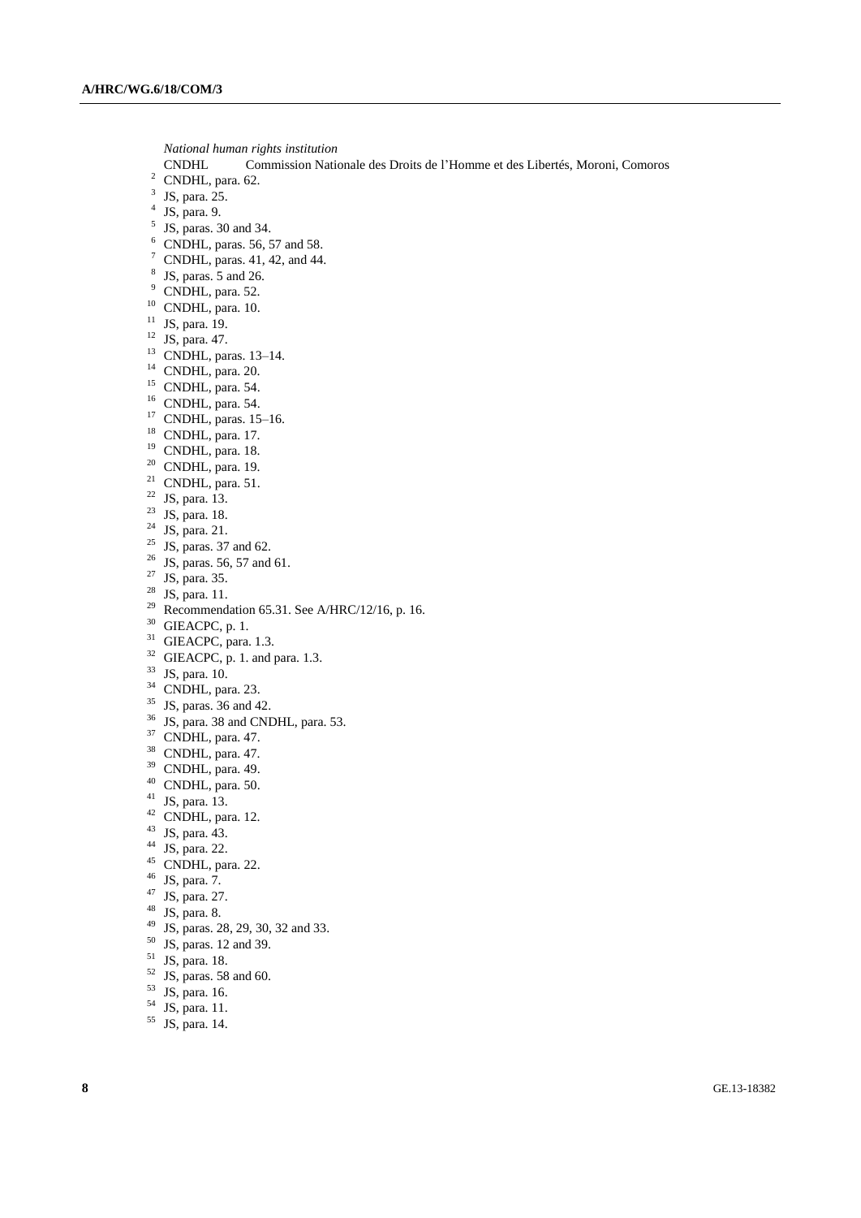*National human rights institution*

CNDHL Commission Nationale des Droits de l'Homme et des Libertés, Moroni, Comoros

[2] CNDHL, para. 62.
[3] JS, para. 25.
[4] JS, para. 9.
[5] JS, paras. 30 and 34.
[6] CNDHL, paras. 56, 57 and 58.
[7] CNDHL, paras. 41, 42, and 44.
[8] JS, paras. 5 and 26.
[9] CNDHL, para. 52.
[10] CNDHL, para. 10.
[11] JS, para. 19.
[12] JS, para. 47.
[13] CNDHL, paras. 13–14.
[14] CNDHL, para. 20.
[15] CNDHL, para. 54.
[16] CNDHL, para. 54.
[17] CNDHL, paras. 15–16.
[18] CNDHL, para. 17.
[19] CNDHL, para. 18.
[20] CNDHL, para. 19.
[21] CNDHL, para. 51.
[22] JS, para. 13.
[23] JS, para. 18.
[24] JS, para. 21.
[25] JS, paras. 37 and 62.
[26] JS, paras. 56, 57 and 61.
[27] JS, para. 35.
[28] JS, para. 11.
[29] Recommendation 65.31. See A/HRC/12/16, p. 16.
[30] GIEACPC, p. 1.
[31] GIEACPC, para. 1.3.
[32] GIEACPC, p. 1. and para. 1.3.
[33] JS, para. 10.
[34] CNDHL, para. 23.
[35] JS, paras. 36 and 42.
[36] JS, para. 38 and CNDHL, para. 53.
[37] CNDHL, para. 47.
[38] CNDHL, para. 47.
[39] CNDHL, para. 49.
[40] CNDHL, para. 50.
[41] JS, para. 13.
[42] CNDHL, para. 12.
[43] JS, para. 43.
[44] JS, para. 22.
[45] CNDHL, para. 22.
[46] JS, para. 7.
[47] JS, para. 27.
[48] JS, para. 8.
[49] JS, paras. 28, 29, 30, 32 and 33.
[50] JS, paras. 12 and 39.
[51] JS, para. 18.
[52] JS, paras. 58 and 60.
[53] JS, para. 16.
[54] JS, para. 11.
[55] JS, para. 14.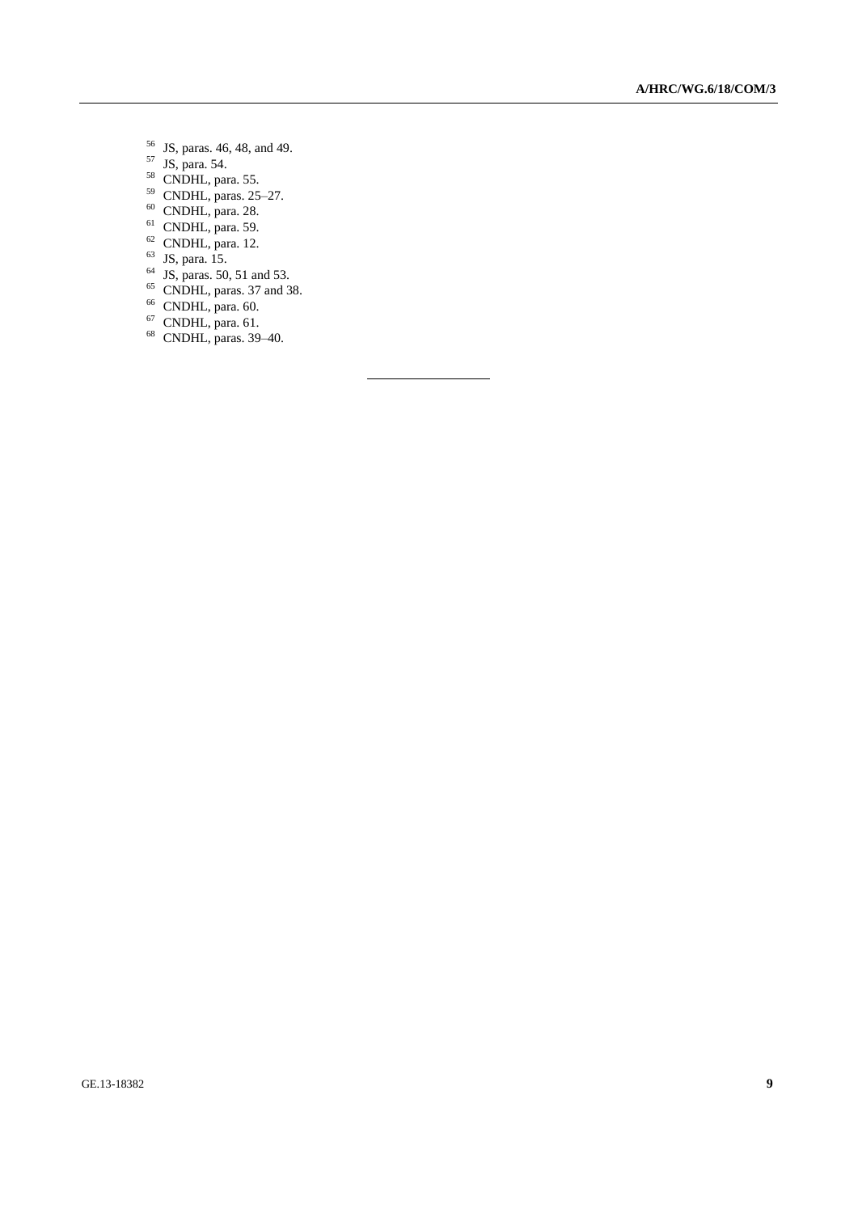[56] JS, paras. 46, 48, and 49.
[57] JS, para. 54.
[58] CNDHL, para. 55.
[59] CNDHL, paras. 25–27.
[60] CNDHL, para. 28.
[61] CNDHL, para. 59.
[62] CNDHL, para. 12.
[63] JS, para. 15.
[64] JS, paras. 50, 51 and 53.
[65] CNDHL, paras. 37 and 38.
[66] CNDHL, para. 60.
[67] CNDHL, para. 61.
[68] CNDHL, paras. 39–40.